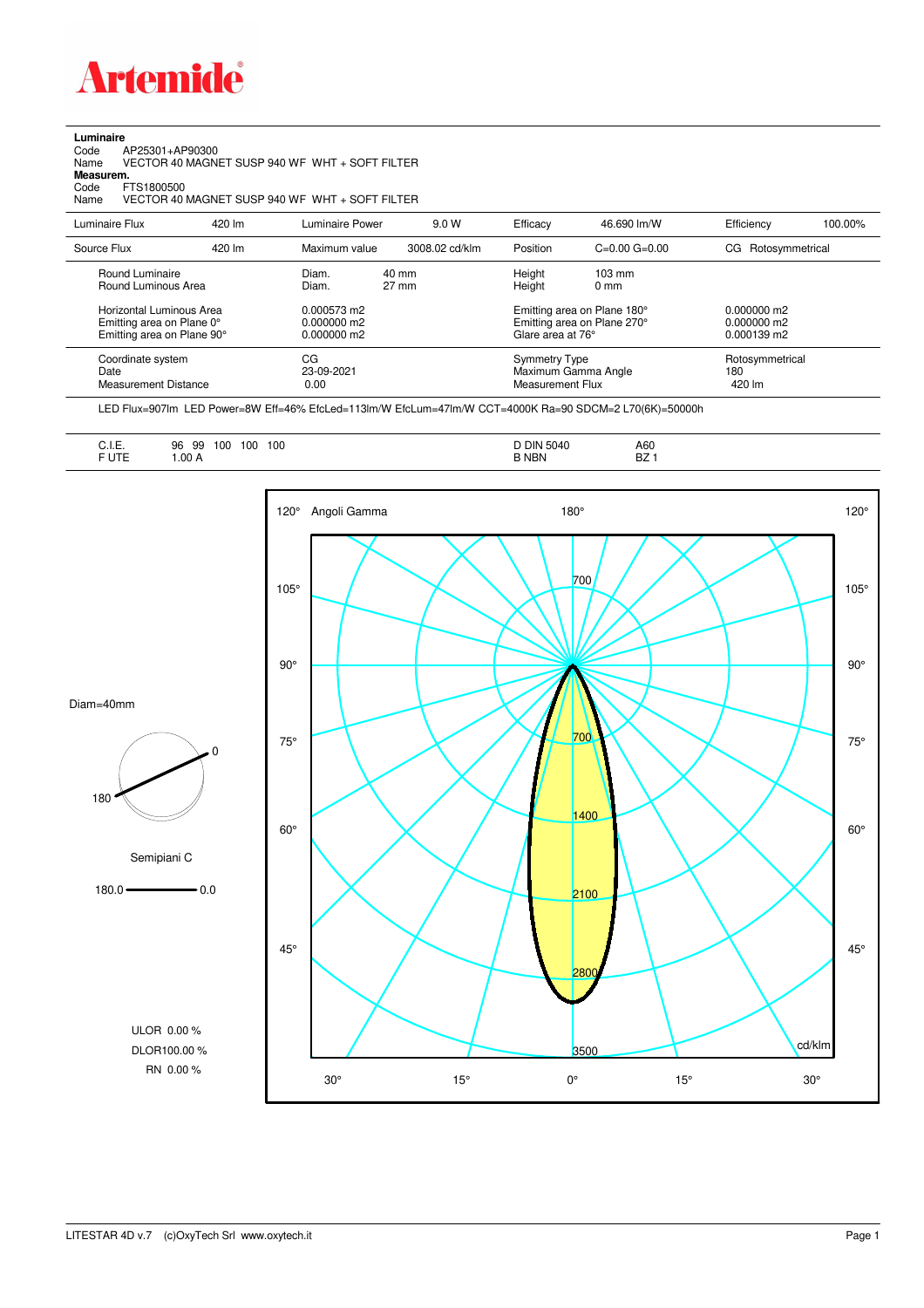Artemide

**Luminaire**

Code AP25301+AP90300

Name VECTOR 40 MAGNET SUSP 940 WF WHT + SOFT FILTER

**Measurem.**

Code FTS1800500

Name VECTOR 40 MAGNET SUSP 940 WF WHT + SOFT FILTER

| Luminaire Flux | 420 lm | Luminaire Power | 9.0 W | Efficacy | 46.690 lm/W | Efficiency | 100.00% |
|---|---|---|---|---|---|---|---|
| Source Flux | 420 lm | Maximum value | 3008.02 cd/klm | Position | C=0.00 G=0.00 | CG | Rotosymmetrical |

| | | | | |
|---|---|---|---|---|
| Round Luminaire | Diam. 40 mm | Height 103 mm | | |
| Round Luminous Area | Diam. 27 mm | Height 0 mm | | |
| Horizontal Luminous Area | 0.000573 m2 | Emitting area on Plane 180° | 0.000000 m2 | |
| Emitting area on Plane 0° | 0.000000 m2 | Emitting area on Plane 270° | 0.000000 m2 | |
| Emitting area on Plane 90° | 0.000000 m2 | Glare area at 76° | 0.000139 m2 | |
| Coordinate system | CG | Symmetry Type | Rotosymmetrical | |
| Date | 23-09-2021 | Maximum Gamma Angle | 180 | |
| Measurement Distance | 0.00 | Measurement Flux | 420 lm | |

LED Flux=907lm LED Power=8W Eff=46% EfcLed=113lm/W EfcLum=47lm/W CCT=4000K Ra=90 SDCM=2 L70(6K)=50000h

| | | | |
|---|---|---|---|
| C.I.E. | 96 99 100 100 100 | D DIN 5040 | A60 |
| F UTE | 1.00 A | B NBN | BZ 1 |

Diam=40mm

Semipiani C

180.0 — 0.0

ULOR 0.00 %

DLOR100.00 %

RN 0.00 %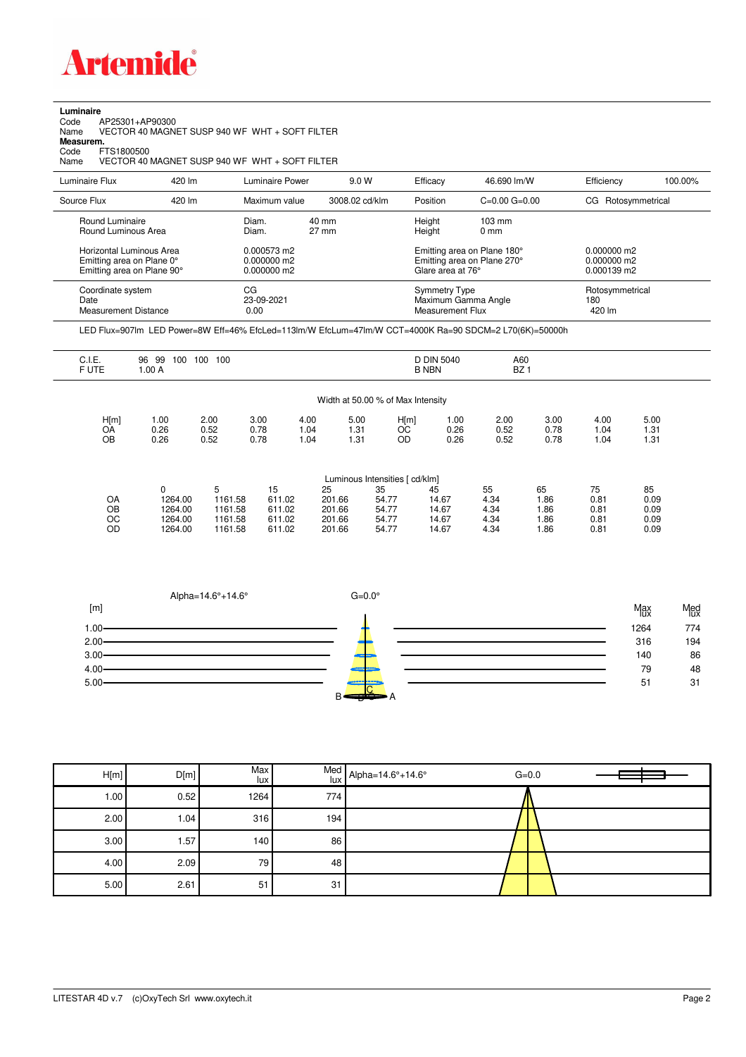**Artemide**

**Luminaire**

Code AP25301+AP90300
Name VECTOR 40 MAGNET SUSP 940 WF WHT + SOFT FILTER

**Measurem.**

Code FTS1800500
Name VECTOR 40 MAGNET SUSP 940 WF WHT + SOFT FILTER

| | | | | | | | |
|---|---|---|---|---|---|---|---|
| Luminaire Flux | 420 lm | Luminaire Power | 9.0 W | Efficacy | 46.690 lm/W | Efficiency | 100.00% |
| Source Flux | 420 lm | Maximum value | 3008.02 cd/klm | Position | C=0.00 G=0.00 | CG Rotosymmetrical | |

| | | | | | | |
|---|---|---|---|---|---|---|
| Round Luminaire | Diam. | 40 mm | Height | 103 mm | | |
| Round Luminous Area | Diam. | 27 mm | Height | 0 mm | | |
| Horizontal Luminous Area | 0.000573 m2 | | Emitting area on Plane 180° | | 0.000000 m2 | |
| Emitting area on Plane 0° | 0.000000 m2 | | Emitting area on Plane 270° | | 0.000000 m2 | |
| Emitting area on Plane 90° | 0.000000 m2 | | Glare area at 76° | | 0.000139 m2 | |
| Coordinate system | CG | | Symmetry Type | | Rotosymmetrical | |
| Date | 23-09-2021 | | Maximum Gamma Angle | | 180 | |
| Measurement Distance | 0.00 | | Measurement Flux | | 420 lm | |

LED Flux=907lm LED Power=8W Eff=46% EfcLed=113lm/W EfcLum=47lm/W CCT=4000K Ra=90 SDCM=2 L70(6K)=50000h

| | | | |
|---|---|---|---|
| C.I.E. | 96 99 100 100 100 | D DIN 5040 | A60 |
| F UTE | 1.00 A | B NBN | BZ 1 |

Width at 50.00 % of Max Intensity

| H[m] | 1.00 | 2.00 | 3.00 | 4.00 | 5.00 | H[m] | 1.00 | 2.00 | 3.00 | 4.00 | 5.00 |
|---|---|---|---|---|---|---|---|---|---|---|---|
| OA | 0.26 | 0.52 | 0.78 | 1.04 | 1.31 | OC | 0.26 | 0.52 | 0.78 | 1.04 | 1.31 |
| OB | 0.26 | 0.52 | 0.78 | 1.04 | 1.31 | OD | 0.26 | 0.52 | 0.78 | 1.04 | 1.31 |

Luminous Intensities [ cd/klm]

| | 0 | 5 | 15 | 25 | 35 | 45 | 55 | 65 | 75 | 85 |
|---|---|---|---|---|---|---|---|---|---|---|
| OA | 1264.00 | 1161.58 | 611.02 | 201.66 | 54.77 | 14.67 | 4.34 | 1.86 | 0.81 | 0.09 |
| OB | 1264.00 | 1161.58 | 611.02 | 201.66 | 54.77 | 14.67 | 4.34 | 1.86 | 0.81 | 0.09 |
| OC | 1264.00 | 1161.58 | 611.02 | 201.66 | 54.77 | 14.67 | 4.34 | 1.86 | 0.81 | 0.09 |
| OD | 1264.00 | 1161.58 | 611.02 | 201.66 | 54.77 | 14.67 | 4.34 | 1.86 | 0.81 | 0.09 |

Alpha=14.6°+14.6°
G=0.0°
[m]
1.00
2.00
3.00
4.00
5.00
B C D A
Max lux
1264
316
140
79
51
Med lux
774
194
86
48
31

| H[m] | D[m] | Max lux | Med lux | Alpha=14.6°+14.6° G=0.0 |
|---|---|---|---|---|
| 1.00 | 0.52 | 1264 | 774 | |
| 2.00 | 1.04 | 316 | 194 | |
| 3.00 | 1.57 | 140 | 86 | |
| 4.00 | 2.09 | 79 | 48 | |
| 5.00 | 2.61 | 51 | 31 | |

LITESTAR 4D v.7 (c)OxyTech Srl www.oxytech.it